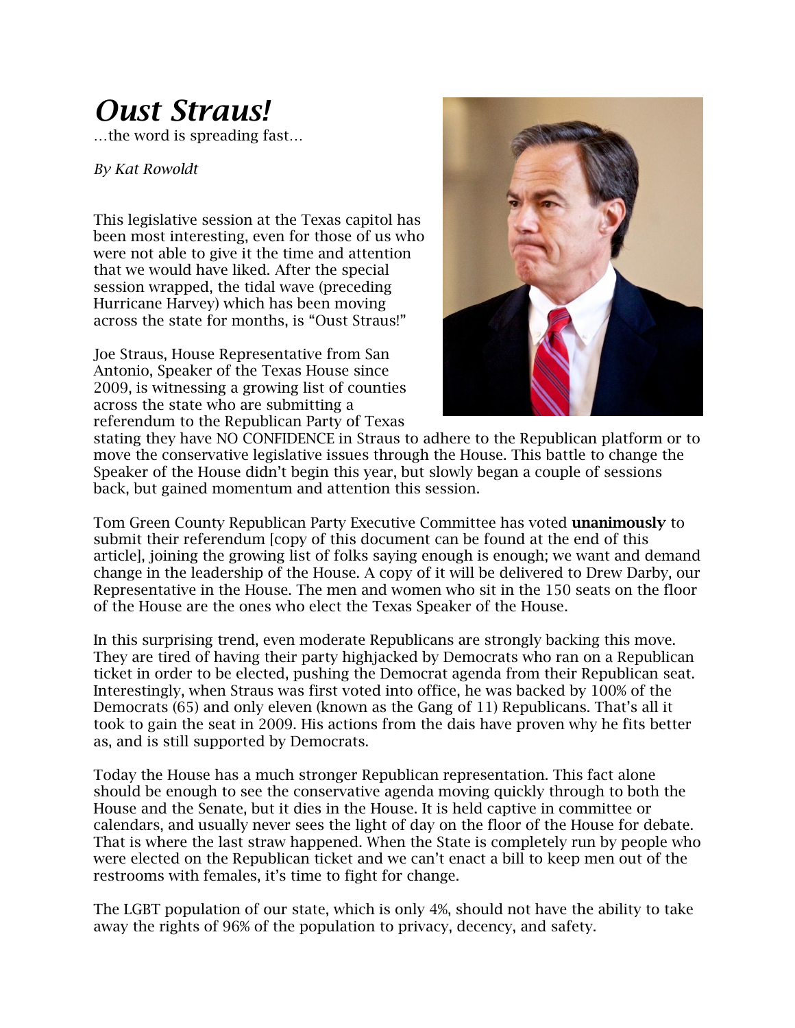# *Oust Straus!*

…the word is spreading fast…

*By Kat Rowoldt*

This legislative session at the Texas capitol has been most interesting, even for those of us who were not able to give it the time and attention that we would have liked. After the special session wrapped, the tidal wave (preceding Hurricane Harvey) which has been moving across the state for months, is "Oust Straus!"

Joe Straus, House Representative from San Antonio, Speaker of the Texas House since 2009, is witnessing a growing list of counties across the state who are submitting a referendum to the Republican Party of Texas stating they have NO CONFIDENCE in Straus to adhere to the Republican platform or to move the conservative legislative issues through the House. This battle to change the Speaker of the House didn't begin this year, but slowly began a couple of sessions back, but gained momentum and attention this session.

Tom Green County Republican Party Executive Committee has voted **unanimously** to submit their referendum [copy of this document can be found at the end of this article], joining the growing list of folks saying enough is enough; we want and demand change in the leadership of the House. A copy of it will be delivered to Drew Darby, our Representative in the House. The men and women who sit in the 150 seats on the floor of the House are the ones who elect the Texas Speaker of the House.

In this surprising trend, even moderate Republicans are strongly backing this move. They are tired of having their party highjacked by Democrats who ran on a Republican ticket in order to be elected, pushing the Democrat agenda from their Republican seat. Interestingly, when Straus was first voted into office, he was backed by 100% of the Democrats (65) and only eleven (known as the Gang of 11) Republicans. That's all it took to gain the seat in 2009. His actions from the dais have proven why he fits better as, and is still supported by Democrats.

Today the House has a much stronger Republican representation. This fact alone should be enough to see the conservative agenda moving quickly through to both the House and the Senate, but it dies in the House. It is held captive in committee or calendars, and usually never sees the light of day on the floor of the House for debate. That is where the last straw happened. When the State is completely run by people who were elected on the Republican ticket and we can't enact a bill to keep men out of the restrooms with females, it's time to fight for change.

The LGBT population of our state, which is only 4%, should not have the ability to take away the rights of 96% of the population to privacy, decency, and safety.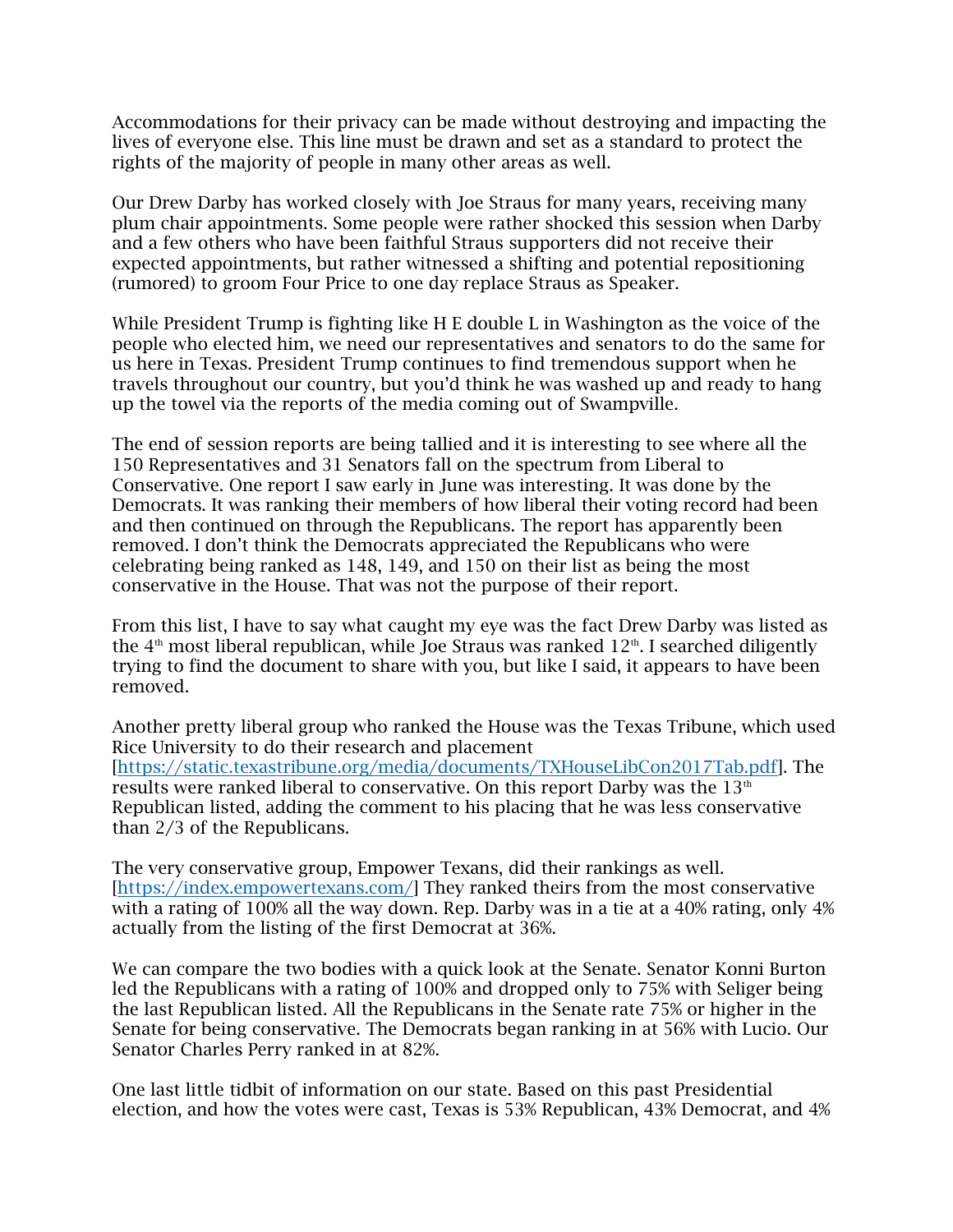Accommodations for their privacy can be made without destroying and impacting the lives of everyone else. This line must be drawn and set as a standard to protect the rights of the majority of people in many other areas as well.

Our Drew Darby has worked closely with Joe Straus for many years, receiving many plum chair appointments. Some people were rather shocked this session when Darby and a few others who have been faithful Straus supporters did not receive their expected appointments, but rather witnessed a shifting and potential repositioning (rumored) to groom Four Price to one day replace Straus as Speaker.

While President Trump is fighting like H E double L in Washington as the voice of the people who elected him, we need our representatives and senators to do the same for us here in Texas. President Trump continues to find tremendous support when he travels throughout our country, but you'd think he was washed up and ready to hang up the towel via the reports of the media coming out of Swampville.

The end of session reports are being tallied and it is interesting to see where all the 150 Representatives and 31 Senators fall on the spectrum from Liberal to Conservative. One report I saw early in June was interesting. It was done by the Democrats. It was ranking their members of how liberal their voting record had been and then continued on through the Republicans. The report has apparently been removed. I don't think the Democrats appreciated the Republicans who were celebrating being ranked as 148, 149, and 150 on their list as being the most conservative in the House. That was not the purpose of their report.

From this list, I have to say what caught my eye was the fact Drew Darby was listed as the 4th most liberal republican, while Joe Straus was ranked 12th. I searched diligently trying to find the document to share with you, but like I said, it appears to have been removed.

Another pretty liberal group who ranked the House was the Texas Tribune, which used Rice University to do their research and placement [https://static.texastribune.org/media/documents/TXHouseLibCon2017Tab.pdf]. The results were ranked liberal to conservative. On this report Darby was the 13th Republican listed, adding the comment to his placing that he was less conservative than 2/3 of the Republicans.

The very conservative group, Empower Texans, did their rankings as well. [https://index.empowertexans.com/] They ranked theirs from the most conservative with a rating of 100% all the way down. Rep. Darby was in a tie at a 40% rating, only 4% actually from the listing of the first Democrat at 36%.

We can compare the two bodies with a quick look at the Senate. Senator Konni Burton led the Republicans with a rating of 100% and dropped only to 75% with Seliger being the last Republican listed. All the Republicans in the Senate rate 75% or higher in the Senate for being conservative. The Democrats began ranking in at 56% with Lucio. Our Senator Charles Perry ranked in at 82%.

One last little tidbit of information on our state. Based on this past Presidential election, and how the votes were cast, Texas is 53% Republican, 43% Democrat, and 4%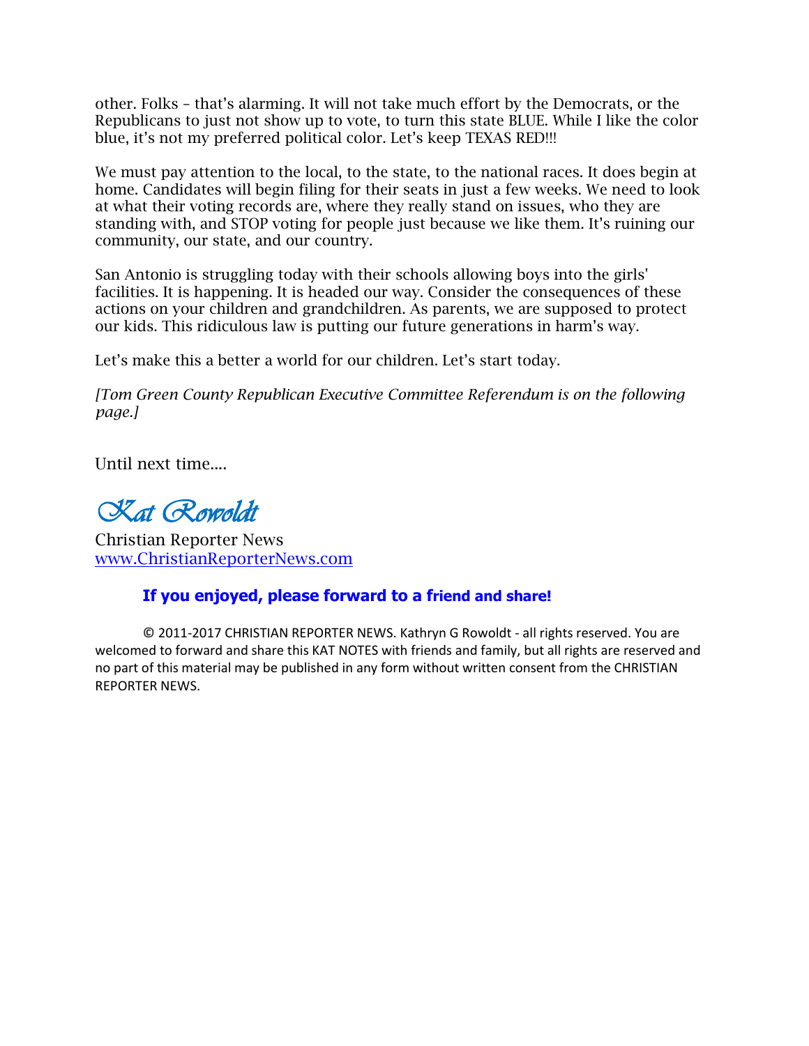other. Folks – that's alarming. It will not take much effort by the Democrats, or the Republicans to just not show up to vote, to turn this state BLUE. While I like the color blue, it's not my preferred political color. Let's keep TEXAS RED!!!

We must pay attention to the local, to the state, to the national races. It does begin at home. Candidates will begin filing for their seats in just a few weeks. We need to look at what their voting records are, where they really stand on issues, who they are standing with, and STOP voting for people just because we like them. It's ruining our community, our state, and our country.

San Antonio is struggling today with their schools allowing boys into the girls' facilities. It is happening. It is headed our way. Consider the consequences of these actions on your children and grandchildren. As parents, we are supposed to protect our kids. This ridiculous law is putting our future generations in harm's way.

Let's make this a better a world for our children. Let's start today.

*[Tom Green County Republican Executive Committee Referendum is on the following page.]*

Until next time....

*Kat Rowoldt*

Christian Reporter News
www.ChristianReporterNews.com

**If you enjoyed, please forward to a friend and share!**

© 2011-2017 CHRISTIAN REPORTER NEWS. Kathryn G Rowoldt - all rights reserved. You are welcomed to forward and share this KAT NOTES with friends and family, but all rights are reserved and no part of this material may be published in any form without written consent from the CHRISTIAN REPORTER NEWS.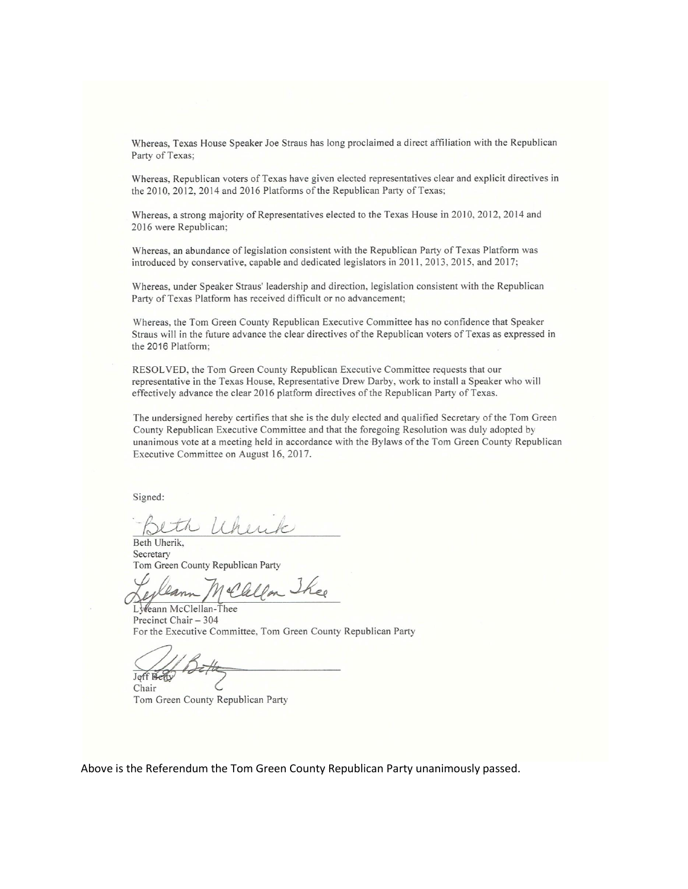Whereas, Texas House Speaker Joe Straus has long proclaimed a direct affiliation with the Republican Party of Texas;

Whereas, Republican voters of Texas have given elected representatives clear and explicit directives in the 2010, 2012, 2014 and 2016 Platforms of the Republican Party of Texas;

Whereas, a strong majority of Representatives elected to the Texas House in 2010, 2012, 2014 and 2016 were Republican;

Whereas, an abundance of legislation consistent with the Republican Party of Texas Platform was introduced by conservative, capable and dedicated legislators in 2011, 2013, 2015, and 2017;

Whereas, under Speaker Straus' leadership and direction, legislation consistent with the Republican Party of Texas Platform has received difficult or no advancement;

Whereas, the Tom Green County Republican Executive Committee has no confidence that Speaker Straus will in the future advance the clear directives of the Republican voters of Texas as expressed in the 2016 Platform;

RESOLVED, the Tom Green County Republican Executive Committee requests that our representative in the Texas House, Representative Drew Darby, work to install a Speaker who will effectively advance the clear 2016 platform directives of the Republican Party of Texas.

The undersigned hereby certifies that she is the duly elected and qualified Secretary of the Tom Green County Republican Executive Committee and that the foregoing Resolution was duly adopted by unanimous vote at a meeting held in accordance with the Bylaws of the Tom Green County Republican Executive Committee on August 16, 2017.

Signed:

*Beth Uherik*

Beth Uherik,
Secretary
Tom Green County Republican Party

*Lyleann McClellan-Thee*

Lyleann McClellan-Thee
Precinct Chair – 304
For the Executive Committee, Tom Green County Republican Party

*Jeff Betty*

Jeff Betty
Chair
Tom Green County Republican Party

Above is the Referendum the Tom Green County Republican Party unanimously passed.